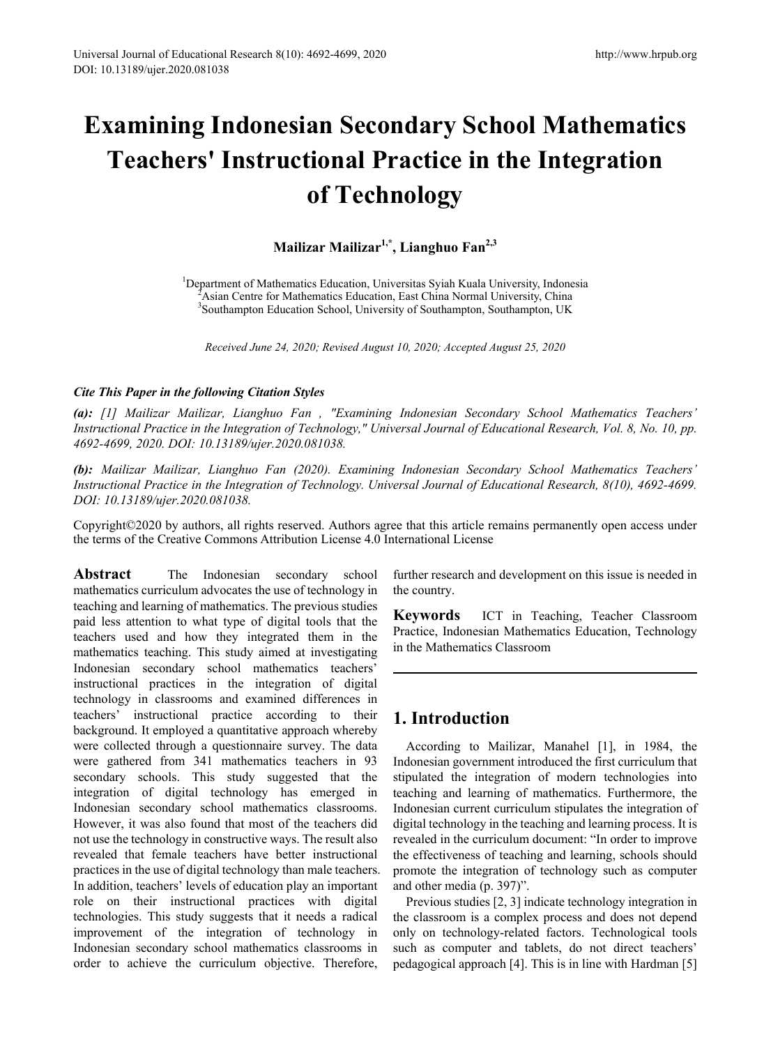# Examining Indonesian Secondary School Mathematics Teachers' Instructional Practice in the Integration of Technology

**Mailizar Mailizar[1,*], Lianghuo Fan[2,3]**

[1]Department of Mathematics Education, Universitas Syiah Kuala University, Indonesia
[2]Asian Centre for Mathematics Education, East China Normal University, China
[3]Southampton Education School, University of Southampton, Southampton, UK

*Received June 24, 2020; Revised August 10, 2020; Accepted August 25, 2020*

***Cite This Paper in the following Citation Styles***

***(a):*** *[1] Mailizar Mailizar, Lianghuo Fan , "Examining Indonesian Secondary School Mathematics Teachers' Instructional Practice in the Integration of Technology," Universal Journal of Educational Research, Vol. 8, No. 10, pp. 4692-4699, 2020. DOI: 10.13189/ujer.2020.081038.*

***(b):*** *Mailizar Mailizar, Lianghuo Fan (2020). Examining Indonesian Secondary School Mathematics Teachers' Instructional Practice in the Integration of Technology. Universal Journal of Educational Research, 8(10), 4692-4699. DOI: 10.13189/ujer.2020.081038.*

Copyright©2020 by authors, all rights reserved. Authors agree that this article remains permanently open access under the terms of the Creative Commons Attribution License 4.0 International License

**Abstract** The Indonesian secondary school mathematics curriculum advocates the use of technology in teaching and learning of mathematics. The previous studies paid less attention to what type of digital tools that the teachers used and how they integrated them in the mathematics teaching. This study aimed at investigating Indonesian secondary school mathematics teachers' instructional practices in the integration of digital technology in classrooms and examined differences in teachers' instructional practice according to their background. It employed a quantitative approach whereby were collected through a questionnaire survey. The data were gathered from 341 mathematics teachers in 93 secondary schools. This study suggested that the integration of digital technology has emerged in Indonesian secondary school mathematics classrooms. However, it was also found that most of the teachers did not use the technology in constructive ways. The result also revealed that female teachers have better instructional practices in the use of digital technology than male teachers. In addition, teachers' levels of education play an important role on their instructional practices with digital technologies. This study suggests that it needs a radical improvement of the integration of technology in Indonesian secondary school mathematics classrooms in order to achieve the curriculum objective. Therefore, further research and development on this issue is needed in the country.

**Keywords** ICT in Teaching, Teacher Classroom Practice, Indonesian Mathematics Education, Technology in the Mathematics Classroom

## 1. Introduction

According to Mailizar, Manahel [1], in 1984, the Indonesian government introduced the first curriculum that stipulated the integration of modern technologies into teaching and learning of mathematics. Furthermore, the Indonesian current curriculum stipulates the integration of digital technology in the teaching and learning process. It is revealed in the curriculum document: "In order to improve the effectiveness of teaching and learning, schools should promote the integration of technology such as computer and other media (p. 397)".

Previous studies [2, 3] indicate technology integration in the classroom is a complex process and does not depend only on technology-related factors. Technological tools such as computer and tablets, do not direct teachers' pedagogical approach [4]. This is in line with Hardman [5]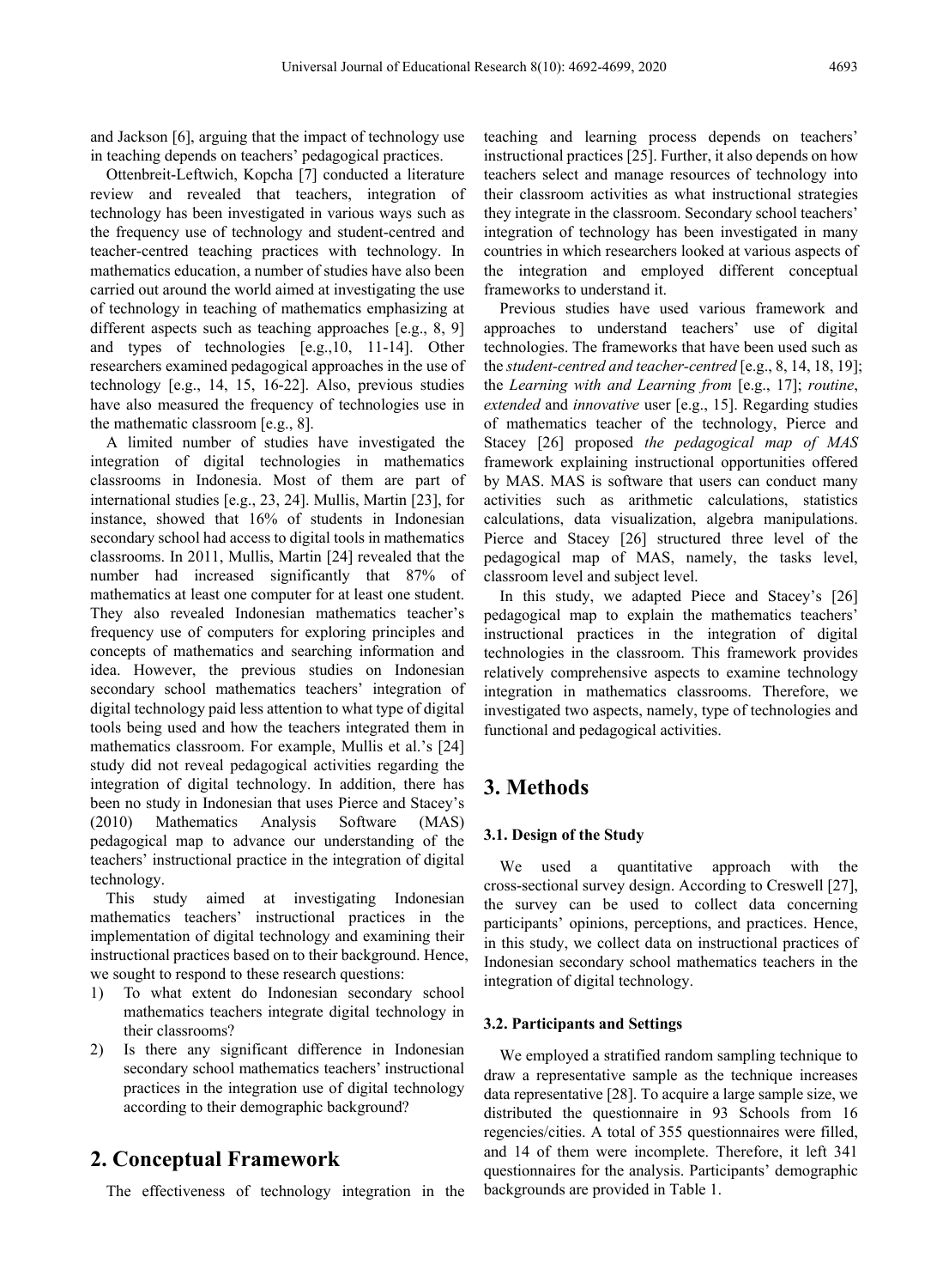and Jackson [6], arguing that the impact of technology use in teaching depends on teachers' pedagogical practices.

Ottenbreit-Leftwich, Kopcha [7] conducted a literature review and revealed that teachers, integration of technology has been investigated in various ways such as the frequency use of technology and student-centred and teacher-centred teaching practices with technology. In mathematics education, a number of studies have also been carried out around the world aimed at investigating the use of technology in teaching of mathematics emphasizing at different aspects such as teaching approaches [e.g., 8, 9] and types of technologies [e.g.,10, 11-14]. Other researchers examined pedagogical approaches in the use of technology [e.g., 14, 15, 16-22]. Also, previous studies have also measured the frequency of technologies use in the mathematic classroom [e.g., 8].

A limited number of studies have investigated the integration of digital technologies in mathematics classrooms in Indonesia. Most of them are part of international studies [e.g., 23, 24]. Mullis, Martin [23], for instance, showed that 16% of students in Indonesian secondary school had access to digital tools in mathematics classrooms. In 2011, Mullis, Martin [24] revealed that the number had increased significantly that 87% of mathematics at least one computer for at least one student. They also revealed Indonesian mathematics teacher's frequency use of computers for exploring principles and concepts of mathematics and searching information and idea. However, the previous studies on Indonesian secondary school mathematics teachers' integration of digital technology paid less attention to what type of digital tools being used and how the teachers integrated them in mathematics classroom. For example, Mullis et al.'s [24] study did not reveal pedagogical activities regarding the integration of digital technology. In addition, there has been no study in Indonesian that uses Pierce and Stacey's (2010) Mathematics Analysis Software (MAS) pedagogical map to advance our understanding of the teachers' instructional practice in the integration of digital technology.

This study aimed at investigating Indonesian mathematics teachers' instructional practices in the implementation of digital technology and examining their instructional practices based on to their background. Hence, we sought to respond to these research questions:

1) To what extent do Indonesian secondary school mathematics teachers integrate digital technology in their classrooms?
2) Is there any significant difference in Indonesian secondary school mathematics teachers' instructional practices in the integration use of digital technology according to their demographic background?

## 2. Conceptual Framework

The effectiveness of technology integration in the teaching and learning process depends on teachers' instructional practices [25]. Further, it also depends on how teachers select and manage resources of technology into their classroom activities as what instructional strategies they integrate in the classroom. Secondary school teachers' integration of technology has been investigated in many countries in which researchers looked at various aspects of the integration and employed different conceptual frameworks to understand it.

Previous studies have used various framework and approaches to understand teachers' use of digital technologies. The frameworks that have been used such as the *student-centred and teacher-centred* [e.g., 8, 14, 18, 19]; the *Learning with and Learning from* [e.g., 17]; *routine*, *extended* and *innovative* user [e.g., 15]. Regarding studies of mathematics teacher of the technology, Pierce and Stacey [26] proposed *the pedagogical map of MAS* framework explaining instructional opportunities offered by MAS. MAS is software that users can conduct many activities such as arithmetic calculations, statistics calculations, data visualization, algebra manipulations. Pierce and Stacey [26] structured three level of the pedagogical map of MAS, namely, the tasks level, classroom level and subject level.

In this study, we adapted Piece and Stacey's [26] pedagogical map to explain the mathematics teachers' instructional practices in the integration of digital technologies in the classroom. This framework provides relatively comprehensive aspects to examine technology integration in mathematics classrooms. Therefore, we investigated two aspects, namely, type of technologies and functional and pedagogical activities.

## 3. Methods

### 3.1. Design of the Study

We used a quantitative approach with the cross-sectional survey design. According to Creswell [27], the survey can be used to collect data concerning participants' opinions, perceptions, and practices. Hence, in this study, we collect data on instructional practices of Indonesian secondary school mathematics teachers in the integration of digital technology.

### 3.2. Participants and Settings

We employed a stratified random sampling technique to draw a representative sample as the technique increases data representative [28]. To acquire a large sample size, we distributed the questionnaire in 93 Schools from 16 regencies/cities. A total of 355 questionnaires were filled, and 14 of them were incomplete. Therefore, it left 341 questionnaires for the analysis. Participants' demographic backgrounds are provided in Table 1.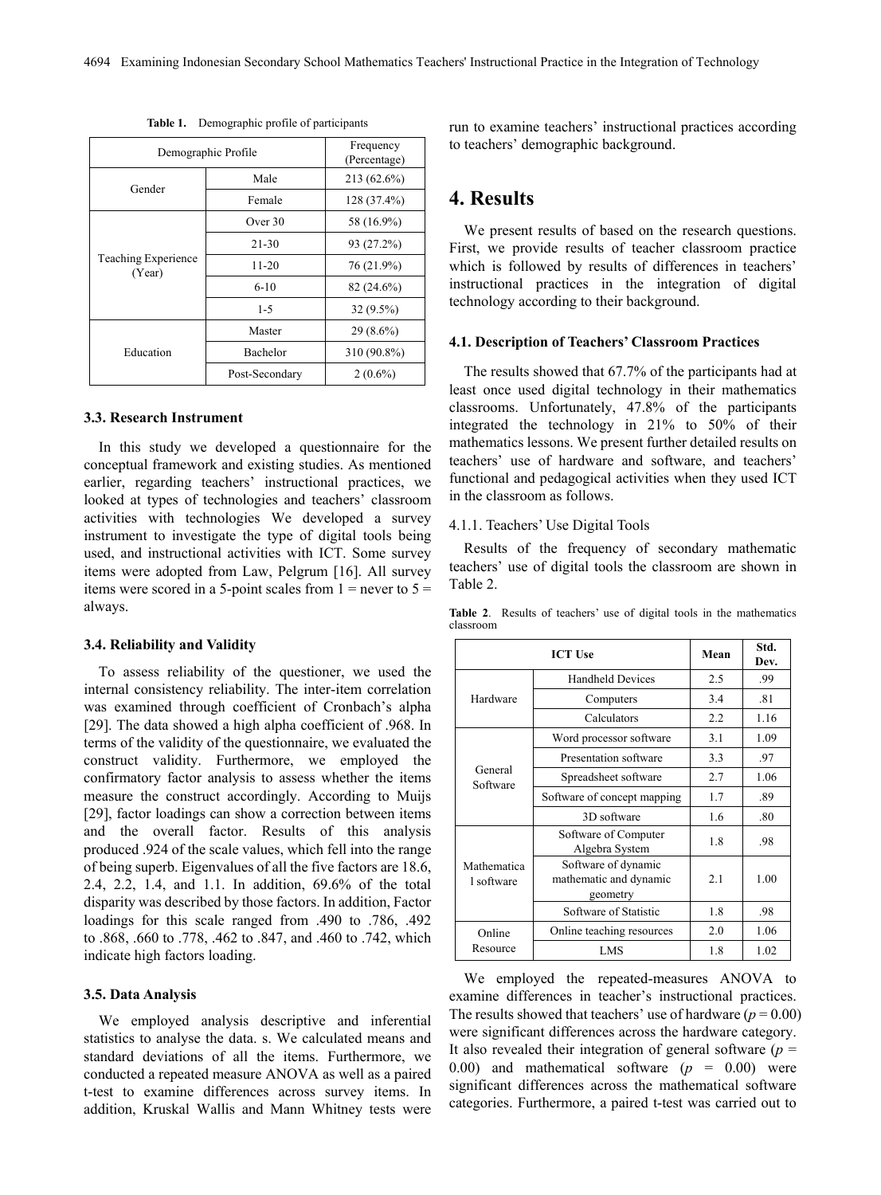**Table 1.** Demographic profile of participants

| Demographic Profile | | Frequency (Percentage) |
|---|---|---|
| Gender | Male | 213 (62.6%) |
| | Female | 128 (37.4%) |
| Teaching Experience (Year) | Over 30 | 58 (16.9%) |
| | 21-30 | 93 (27.2%) |
| | 11-20 | 76 (21.9%) |
| | 6-10 | 82 (24.6%) |
| | 1-5 | 32 (9.5%) |
| Education | Master | 29 (8.6%) |
| | Bachelor | 310 (90.8%) |
| | Post-Secondary | 2 (0.6%) |

### 3.3. Research Instrument

In this study we developed a questionnaire for the conceptual framework and existing studies. As mentioned earlier, regarding teachers' instructional practices, we looked at types of technologies and teachers' classroom activities with technologies We developed a survey instrument to investigate the type of digital tools being used, and instructional activities with ICT. Some survey items were adopted from Law, Pelgrum [16]. All survey items were scored in a 5-point scales from 1 = never to 5 = always.

### 3.4. Reliability and Validity

To assess reliability of the questioner, we used the internal consistency reliability. The inter-item correlation was examined through coefficient of Cronbach's alpha [29]. The data showed a high alpha coefficient of .968. In terms of the validity of the questionnaire, we evaluated the construct validity. Furthermore, we employed the confirmatory factor analysis to assess whether the items measure the construct accordingly. According to Muijs [29], factor loadings can show a correction between items and the overall factor. Results of this analysis produced .924 of the scale values, which fell into the range of being superb. Eigenvalues of all the five factors are 18.6, 2.4, 2.2, 1.4, and 1.1. In addition, 69.6% of the total disparity was described by those factors. In addition, Factor loadings for this scale ranged from .490 to .786, .492 to .868, .660 to .778, .462 to .847, and .460 to .742, which indicate high factors loading.

### 3.5. Data Analysis

We employed analysis descriptive and inferential statistics to analyse the data. s. We calculated means and standard deviations of all the items. Furthermore, we conducted a repeated measure ANOVA as well as a paired t-test to examine differences across survey items. In addition, Kruskal Wallis and Mann Whitney tests were run to examine teachers' instructional practices according to teachers' demographic background.

## 4. Results

We present results of based on the research questions. First, we provide results of teacher classroom practice which is followed by results of differences in teachers' instructional practices in the integration of digital technology according to their background.

### 4.1. Description of Teachers' Classroom Practices

The results showed that 67.7% of the participants had at least once used digital technology in their mathematics classrooms. Unfortunately, 47.8% of the participants integrated the technology in 21% to 50% of their mathematics lessons. We present further detailed results on teachers' use of hardware and software, and teachers' functional and pedagogical activities when they used ICT in the classroom as follows.

4.1.1. Teachers' Use Digital Tools

Results of the frequency of secondary mathematic teachers' use of digital tools the classroom are shown in Table 2.

**Table 2**. Results of teachers' use of digital tools in the mathematics classroom

| ICT Use | | Mean | Std. Dev. |
|---|---|---|---|
| Hardware | Handheld Devices | 2.5 | .99 |
| | Computers | 3.4 | .81 |
| | Calculators | 2.2 | 1.16 |
| General Software | Word processor software | 3.1 | 1.09 |
| | Presentation software | 3.3 | .97 |
| | Spreadsheet software | 2.7 | 1.06 |
| | Software of concept mapping | 1.7 | .89 |
| | 3D software | 1.6 | .80 |
| Mathematical software | Software of Computer Algebra System | 1.8 | .98 |
| | Software of dynamic mathematic and dynamic geometry | 2.1 | 1.00 |
| | Software of Statistic | 1.8 | .98 |
| Online Resource | Online teaching resources | 2.0 | 1.06 |
| | LMS | 1.8 | 1.02 |

We employed the repeated-measures ANOVA to examine differences in teacher's instructional practices. The results showed that teachers' use of hardware ($p = 0.00$) were significant differences across the hardware category. It also revealed their integration of general software ($p = 0.00$) and mathematical software ($p = 0.00$) were significant differences across the mathematical software categories. Furthermore, a paired t-test was carried out to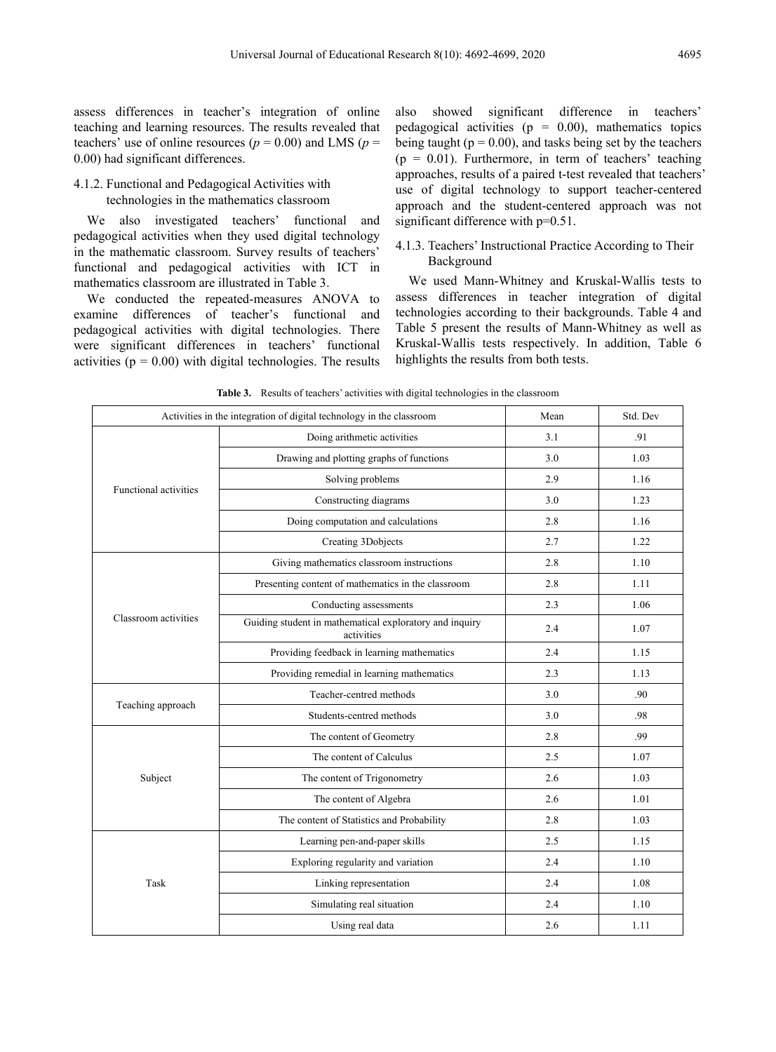assess differences in teacher's integration of online teaching and learning resources. The results revealed that teachers' use of online resources ($p = 0.00$) and LMS ($p = 0.00$) had significant differences.

#### 4.1.2. Functional and Pedagogical Activities with technologies in the mathematics classroom

We also investigated teachers' functional and pedagogical activities when they used digital technology in the mathematic classroom. Survey results of teachers' functional and pedagogical activities with ICT in mathematics classroom are illustrated in Table 3.

We conducted the repeated-measures ANOVA to examine differences of teacher's functional and pedagogical activities with digital technologies. There were significant differences in teachers' functional activities ($p = 0.00$) with digital technologies. The results also showed significant difference in teachers' pedagogical activities ($p = 0.00$), mathematics topics being taught ($p = 0.00$), and tasks being set by the teachers ($p = 0.01$). Furthermore, in term of teachers' teaching approaches, results of a paired t-test revealed that teachers' use of digital technology to support teacher-centered approach and the student-centered approach was not significant difference with $p=0.51$.

#### 4.1.3. Teachers' Instructional Practice According to Their Background

We used Mann-Whitney and Kruskal-Wallis tests to assess differences in teacher integration of digital technologies according to their backgrounds. Table 4 and Table 5 present the results of Mann-Whitney as well as Kruskal-Wallis tests respectively. In addition, Table 6 highlights the results from both tests.

**Table 3.** Results of teachers' activities with digital technologies in the classroom

| Activities in the integration of digital technology in the classroom | | Mean | Std. Dev |
|---|---|---|---|
| Functional activities | Doing arithmetic activities | 3.1 | .91 |
| | Drawing and plotting graphs of functions | 3.0 | 1.03 |
| | Solving problems | 2.9 | 1.16 |
| | Constructing diagrams | 3.0 | 1.23 |
| | Doing computation and calculations | 2.8 | 1.16 |
| | Creating 3Dobjects | 2.7 | 1.22 |
| Classroom activities | Giving mathematics classroom instructions | 2.8 | 1.10 |
| | Presenting content of mathematics in the classroom | 2.8 | 1.11 |
| | Conducting assessments | 2.3 | 1.06 |
| | Guiding student in mathematical exploratory and inquiry activities | 2.4 | 1.07 |
| | Providing feedback in learning mathematics | 2.4 | 1.15 |
| | Providing remedial in learning mathematics | 2.3 | 1.13 |
| Teaching approach | Teacher-centred methods | 3.0 | .90 |
| | Students-centred methods | 3.0 | .98 |
| Subject | The content of Geometry | 2.8 | .99 |
| | The content of Calculus | 2.5 | 1.07 |
| | The content of Trigonometry | 2.6 | 1.03 |
| | The content of Algebra | 2.6 | 1.01 |
| | The content of Statistics and Probability | 2.8 | 1.03 |
| Task | Learning pen-and-paper skills | 2.5 | 1.15 |
| | Exploring regularity and variation | 2.4 | 1.10 |
| | Linking representation | 2.4 | 1.08 |
| | Simulating real situation | 2.4 | 1.10 |
| | Using real data | 2.6 | 1.11 |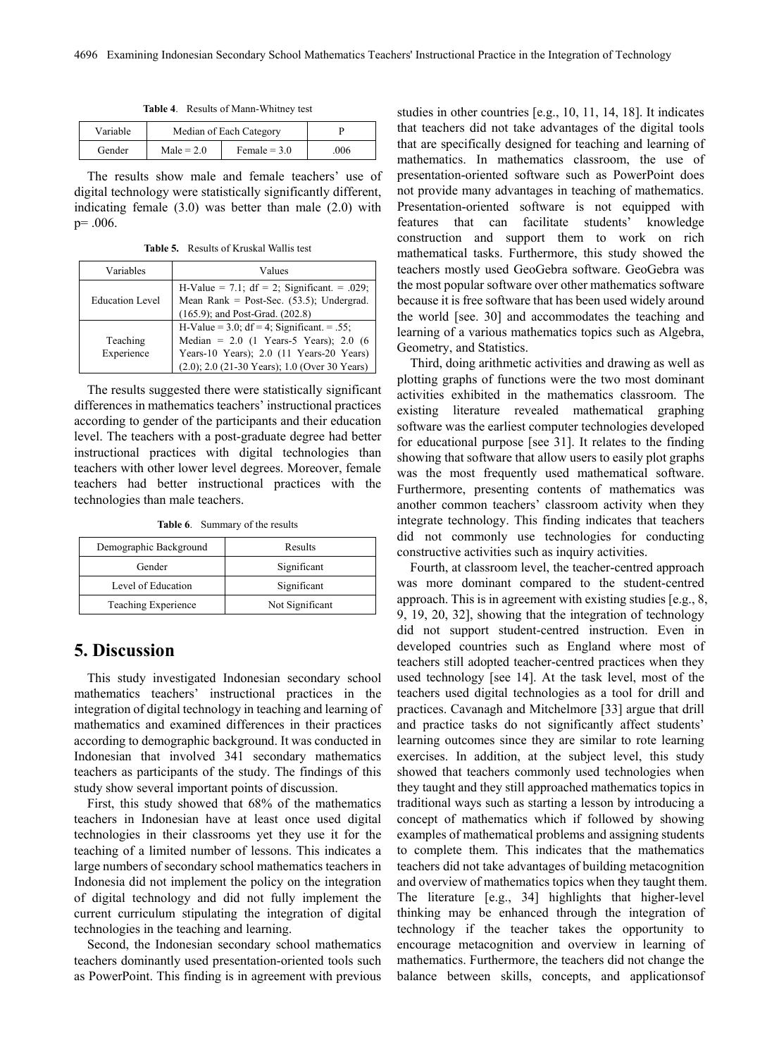**Table 4**. Results of Mann-Whitney test

| Variable | Median of Each Category | | P |
|---|---|---|---|
| Gender | Male = 2.0 | Female = 3.0 | .006 |

The results show male and female teachers' use of digital technology were statistically significantly different, indicating female (3.0) was better than male (2.0) with p= .006.

**Table 5.** Results of Kruskal Wallis test

| Variables | Values |
|---|---|
| Education Level | H-Value = 7.1; df = 2; Significant. = .029; Mean Rank = Post-Sec. (53.5); Undergrad. (165.9); and Post-Grad. (202.8) |
| Teaching Experience | H-Value = 3.0; df = 4; Significant. = .55; Median = 2.0 (1 Years-5 Years); 2.0 (6 Years-10 Years); 2.0 (11 Years-20 Years) (2.0); 2.0 (21-30 Years); 1.0 (Over 30 Years) |

The results suggested there were statistically significant differences in mathematics teachers' instructional practices according to gender of the participants and their education level. The teachers with a post-graduate degree had better instructional practices with digital technologies than teachers with other lower level degrees. Moreover, female teachers had better instructional practices with the technologies than male teachers.

**Table 6**. Summary of the results

| Demographic Background | Results |
|---|---|
| Gender | Significant |
| Level of Education | Significant |
| Teaching Experience | Not Significant |

# 5. Discussion

This study investigated Indonesian secondary school mathematics teachers' instructional practices in the integration of digital technology in teaching and learning of mathematics and examined differences in their practices according to demographic background. It was conducted in Indonesian that involved 341 secondary mathematics teachers as participants of the study. The findings of this study show several important points of discussion.

First, this study showed that 68% of the mathematics teachers in Indonesian have at least once used digital technologies in their classrooms yet they use it for the teaching of a limited number of lessons. This indicates a large numbers of secondary school mathematics teachers in Indonesia did not implement the policy on the integration of digital technology and did not fully implement the current curriculum stipulating the integration of digital technologies in the teaching and learning.

Second, the Indonesian secondary school mathematics teachers dominantly used presentation-oriented tools such as PowerPoint. This finding is in agreement with previous studies in other countries [e.g., 10, 11, 14, 18]. It indicates that teachers did not take advantages of the digital tools that are specifically designed for teaching and learning of mathematics. In mathematics classroom, the use of presentation-oriented software such as PowerPoint does not provide many advantages in teaching of mathematics. Presentation-oriented software is not equipped with features that can facilitate students' knowledge construction and support them to work on rich mathematical tasks. Furthermore, this study showed the teachers mostly used GeoGebra software. GeoGebra was the most popular software over other mathematics software because it is free software that has been used widely around the world [see. 30] and accommodates the teaching and learning of a various mathematics topics such as Algebra, Geometry, and Statistics.

Third, doing arithmetic activities and drawing as well as plotting graphs of functions were the two most dominant activities exhibited in the mathematics classroom. The existing literature revealed mathematical graphing software was the earliest computer technologies developed for educational purpose [see 31]. It relates to the finding showing that software that allow users to easily plot graphs was the most frequently used mathematical software. Furthermore, presenting contents of mathematics was another common teachers' classroom activity when they integrate technology. This finding indicates that teachers did not commonly use technologies for conducting constructive activities such as inquiry activities.

Fourth, at classroom level, the teacher-centred approach was more dominant compared to the student-centred approach. This is in agreement with existing studies [e.g., 8, 9, 19, 20, 32], showing that the integration of technology did not support student-centred instruction. Even in developed countries such as England where most of teachers still adopted teacher-centred practices when they used technology [see 14]. At the task level, most of the teachers used digital technologies as a tool for drill and practices. Cavanagh and Mitchelmore [33] argue that drill and practice tasks do not significantly affect students' learning outcomes since they are similar to rote learning exercises. In addition, at the subject level, this study showed that teachers commonly used technologies when they taught and they still approached mathematics topics in traditional ways such as starting a lesson by introducing a concept of mathematics which if followed by showing examples of mathematical problems and assigning students to complete them. This indicates that the mathematics teachers did not take advantages of building metacognition and overview of mathematics topics when they taught them. The literature [e.g., 34] highlights that higher-level thinking may be enhanced through the integration of technology if the teacher takes the opportunity to encourage metacognition and overview in learning of mathematics. Furthermore, the teachers did not change the balance between skills, concepts, and applicationsof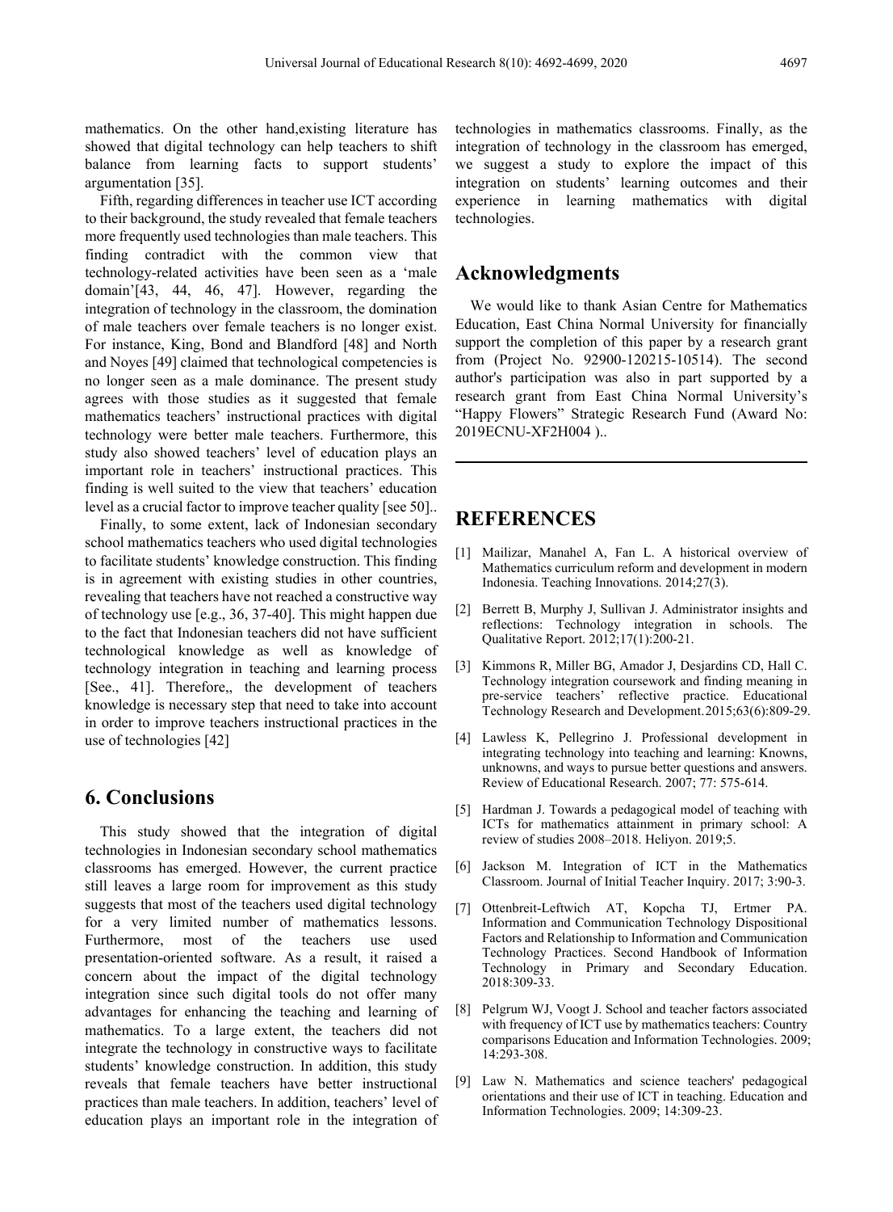mathematics. On the other hand,existing literature has showed that digital technology can help teachers to shift balance from learning facts to support students' argumentation [35].

Fifth, regarding differences in teacher use ICT according to their background, the study revealed that female teachers more frequently used technologies than male teachers. This finding contradict with the common view that technology-related activities have been seen as a 'male domain'[43, 44, 46, 47]. However, regarding the integration of technology in the classroom, the domination of male teachers over female teachers is no longer exist. For instance, King, Bond and Blandford [48] and North and Noyes [49] claimed that technological competencies is no longer seen as a male dominance. The present study agrees with those studies as it suggested that female mathematics teachers' instructional practices with digital technology were better male teachers. Furthermore, this study also showed teachers' level of education plays an important role in teachers' instructional practices. This finding is well suited to the view that teachers' education level as a crucial factor to improve teacher quality [see 50]..

Finally, to some extent, lack of Indonesian secondary school mathematics teachers who used digital technologies to facilitate students' knowledge construction. This finding is in agreement with existing studies in other countries, revealing that teachers have not reached a constructive way of technology use [e.g., 36, 37-40]. This might happen due to the fact that Indonesian teachers did not have sufficient technological knowledge as well as knowledge of technology integration in teaching and learning process [See., 41]. Therefore,, the development of teachers knowledge is necessary step that need to take into account in order to improve teachers instructional practices in the use of technologies [42]

## 6. Conclusions

This study showed that the integration of digital technologies in Indonesian secondary school mathematics classrooms has emerged. However, the current practice still leaves a large room for improvement as this study suggests that most of the teachers used digital technology for a very limited number of mathematics lessons. Furthermore, most of the teachers use used presentation-oriented software. As a result, it raised a concern about the impact of the digital technology integration since such digital tools do not offer many advantages for enhancing the teaching and learning of mathematics. To a large extent, the teachers did not integrate the technology in constructive ways to facilitate students' knowledge construction. In addition, this study reveals that female teachers have better instructional practices than male teachers. In addition, teachers' level of education plays an important role in the integration of technologies in mathematics classrooms. Finally, as the integration of technology in the classroom has emerged, we suggest a study to explore the impact of this integration on students' learning outcomes and their experience in learning mathematics with digital technologies.

## Acknowledgments

We would like to thank Asian Centre for Mathematics Education, East China Normal University for financially support the completion of this paper by a research grant from (Project No. 92900-120215-10514). The second author's participation was also in part supported by a research grant from East China Normal University's "Happy Flowers" Strategic Research Fund (Award No: 2019ECNU-XF2H004 )..

## REFERENCES

[1] Mailizar, Manahel A, Fan L. A historical overview of Mathematics curriculum reform and development in modern Indonesia. Teaching Innovations. 2014;27(3).

[2] Berrett B, Murphy J, Sullivan J. Administrator insights and reflections: Technology integration in schools. The Qualitative Report. 2012;17(1):200-21.

[3] Kimmons R, Miller BG, Amador J, Desjardins CD, Hall C. Technology integration coursework and finding meaning in pre-service teachers' reflective practice. Educational Technology Research and Development.2015;63(6):809-29.

[4] Lawless K, Pellegrino J. Professional development in integrating technology into teaching and learning: Knowns, unknowns, and ways to pursue better questions and answers. Review of Educational Research. 2007; 77: 575-614.

[5] Hardman J. Towards a pedagogical model of teaching with ICTs for mathematics attainment in primary school: A review of studies 2008–2018. Heliyon. 2019;5.

[6] Jackson M. Integration of ICT in the Mathematics Classroom. Journal of Initial Teacher Inquiry. 2017; 3:90-3.

[7] Ottenbreit-Leftwich AT, Kopcha TJ, Ertmer PA. Information and Communication Technology Dispositional Factors and Relationship to Information and Communication Technology Practices. Second Handbook of Information Technology in Primary and Secondary Education. 2018:309-33.

[8] Pelgrum WJ, Voogt J. School and teacher factors associated with frequency of ICT use by mathematics teachers: Country comparisons Education and Information Technologies. 2009; 14:293-308.

[9] Law N. Mathematics and science teachers' pedagogical orientations and their use of ICT in teaching. Education and Information Technologies. 2009; 14:309-23.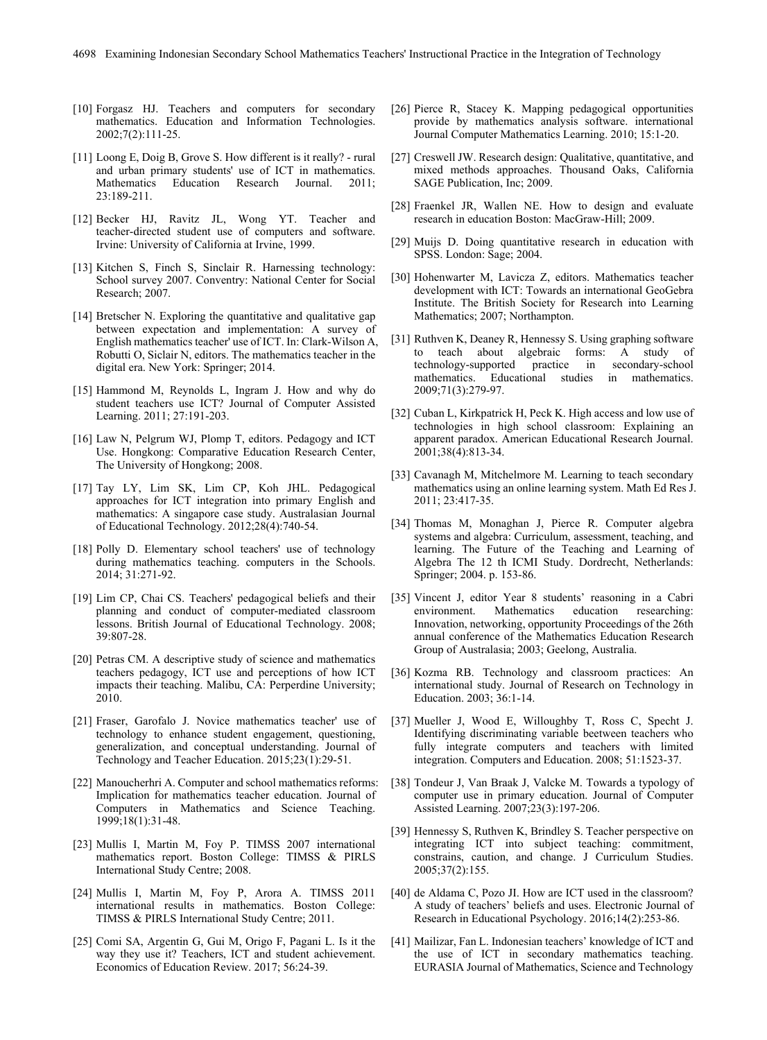[10] Forgasz HJ. Teachers and computers for secondary mathematics. Education and Information Technologies. 2002;7(2):111-25.

[11] Loong E, Doig B, Grove S. How different is it really? - rural and urban primary students' use of ICT in mathematics. Mathematics Education Research Journal. 2011; 23:189-211.

[12] Becker HJ, Ravitz JL, Wong YT. Teacher and teacher-directed student use of computers and software. Irvine: University of California at Irvine, 1999.

[13] Kitchen S, Finch S, Sinclair R. Harnessing technology: School survey 2007. Conventry: National Center for Social Research; 2007.

[14] Bretscher N. Exploring the quantitative and qualitative gap between expectation and implementation: A survey of English mathematics teacher' use of ICT. In: Clark-Wilson A, Robutti O, Siclair N, editors. The mathematics teacher in the digital era. New York: Springer; 2014.

[15] Hammond M, Reynolds L, Ingram J. How and why do student teachers use ICT? Journal of Computer Assisted Learning. 2011; 27:191-203.

[16] Law N, Pelgrum WJ, Plomp T, editors. Pedagogy and ICT Use. Hongkong: Comparative Education Research Center, The University of Hongkong; 2008.

[17] Tay LY, Lim SK, Lim CP, Koh JHL. Pedagogical approaches for ICT integration into primary English and mathematics: A singapore case study. Australasian Journal of Educational Technology. 2012;28(4):740-54.

[18] Polly D. Elementary school teachers' use of technology during mathematics teaching. computers in the Schools. 2014; 31:271-92.

[19] Lim CP, Chai CS. Teachers' pedagogical beliefs and their planning and conduct of computer-mediated classroom lessons. British Journal of Educational Technology. 2008; 39:807-28.

[20] Petras CM. A descriptive study of science and mathematics teachers pedagogy, ICT use and perceptions of how ICT impacts their teaching. Malibu, CA: Perperdine University; 2010.

[21] Fraser, Garofalo J. Novice mathematics teacher' use of technology to enhance student engagement, questioning, generalization, and conceptual understanding. Journal of Technology and Teacher Education. 2015;23(1):29-51.

[22] Manoucherhri A. Computer and school mathematics reforms: Implication for mathematics teacher education. Journal of Computers in Mathematics and Science Teaching. 1999;18(1):31-48.

[23] Mullis I, Martin M, Foy P. TIMSS 2007 international mathematics report. Boston College: TIMSS & PIRLS International Study Centre; 2008.

[24] Mullis I, Martin M, Foy P, Arora A. TIMSS 2011 international results in mathematics. Boston College: TIMSS & PIRLS International Study Centre; 2011.

[25] Comi SA, Argentin G, Gui M, Origo F, Pagani L. Is it the way they use it? Teachers, ICT and student achievement. Economics of Education Review. 2017; 56:24-39.

[26] Pierce R, Stacey K. Mapping pedagogical opportunities provide by mathematics analysis software. international Journal Computer Mathematics Learning. 2010; 15:1-20.

[27] Creswell JW. Research design: Qualitative, quantitative, and mixed methods approaches. Thousand Oaks, California SAGE Publication, Inc; 2009.

[28] Fraenkel JR, Wallen NE. How to design and evaluate research in education Boston: MacGraw-Hill; 2009.

[29] Muijs D. Doing quantitative research in education with SPSS. London: Sage; 2004.

[30] Hohenwarter M, Lavicza Z, editors. Mathematics teacher development with ICT: Towards an international GeoGebra Institute. The British Society for Research into Learning Mathematics; 2007; Northampton.

[31] Ruthven K, Deaney R, Hennessy S. Using graphing software to teach about algebraic forms: A study of technology-supported practice in secondary-school mathematics. Educational studies in mathematics. 2009;71(3):279-97.

[32] Cuban L, Kirkpatrick H, Peck K. High access and low use of technologies in high school classroom: Explaining an apparent paradox. American Educational Research Journal. 2001;38(4):813-34.

[33] Cavanagh M, Mitchelmore M. Learning to teach secondary mathematics using an online learning system. Math Ed Res J. 2011; 23:417-35.

[34] Thomas M, Monaghan J, Pierce R. Computer algebra systems and algebra: Curriculum, assessment, teaching, and learning. The Future of the Teaching and Learning of Algebra The 12 th ICMI Study. Dordrecht, Netherlands: Springer; 2004. p. 153-86.

[35] Vincent J, editor Year 8 students' reasoning in a Cabri environment. Mathematics education researching: Innovation, networking, opportunity Proceedings of the 26th annual conference of the Mathematics Education Research Group of Australasia; 2003; Geelong, Australia.

[36] Kozma RB. Technology and classroom practices: An international study. Journal of Research on Technology in Education. 2003; 36:1-14.

[37] Mueller J, Wood E, Willoughby T, Ross C, Specht J. Identifying discriminating variable beetween teachers who fully integrate computers and teachers with limited integration. Computers and Education. 2008; 51:1523-37.

[38] Tondeur J, Van Braak J, Valcke M. Towards a typology of computer use in primary education. Journal of Computer Assisted Learning. 2007;23(3):197-206.

[39] Hennessy S, Ruthven K, Brindley S. Teacher perspective on integrating ICT into subject teaching: commitment, constrains, caution, and change. J Curriculum Studies. 2005;37(2):155.

[40] de Aldama C, Pozo JI. How are ICT used in the classroom? A study of teachers' beliefs and uses. Electronic Journal of Research in Educational Psychology. 2016;14(2):253-86.

[41] Mailizar, Fan L. Indonesian teachers' knowledge of ICT and the use of ICT in secondary mathematics teaching. EURASIA Journal of Mathematics, Science and Technology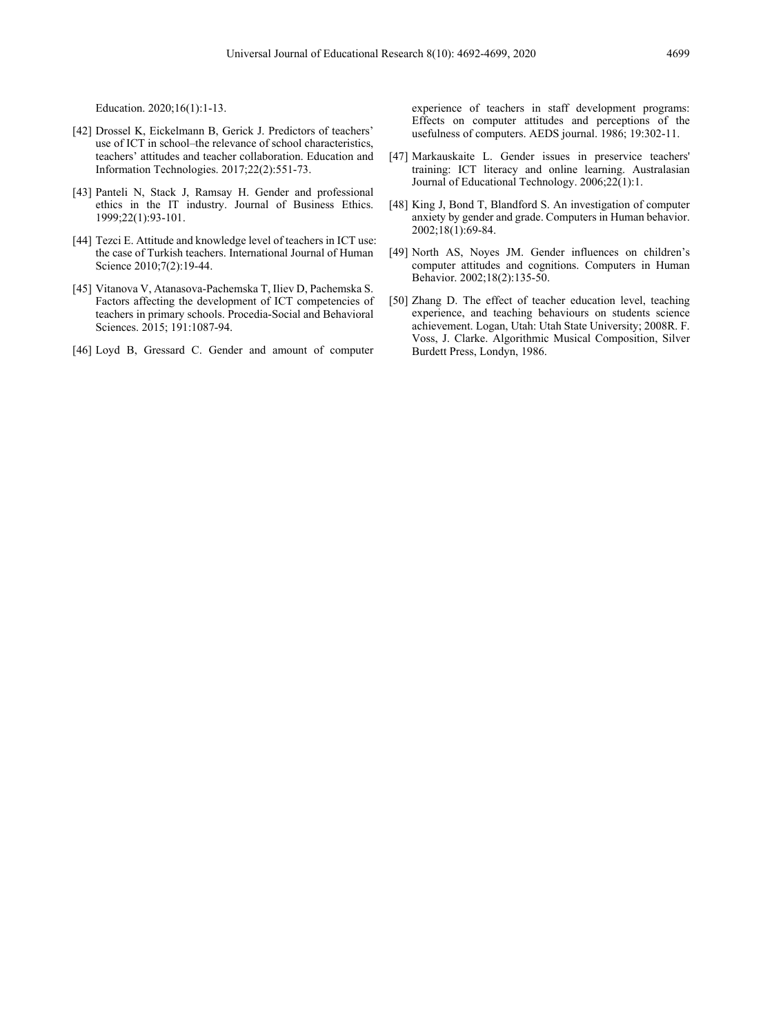Education. 2020;16(1):1-13.

[42] Drossel K, Eickelmann B, Gerick J. Predictors of teachers' use of ICT in school–the relevance of school characteristics, teachers' attitudes and teacher collaboration. Education and Information Technologies. 2017;22(2):551-73.

[43] Panteli N, Stack J, Ramsay H. Gender and professional ethics in the IT industry. Journal of Business Ethics. 1999;22(1):93-101.

[44] Tezci E. Attitude and knowledge level of teachers in ICT use: the case of Turkish teachers. International Journal of Human Science 2010;7(2):19-44.

[45] Vitanova V, Atanasova-Pachemska T, Iliev D, Pachemska S. Factors affecting the development of ICT competencies of teachers in primary schools. Procedia-Social and Behavioral Sciences. 2015; 191:1087-94.

[46] Loyd B, Gressard C. Gender and amount of computer experience of teachers in staff development programs: Effects on computer attitudes and perceptions of the usefulness of computers. AEDS journal. 1986; 19:302-11.

[47] Markauskaite L. Gender issues in preservice teachers' training: ICT literacy and online learning. Australasian Journal of Educational Technology. 2006;22(1):1.

[48] King J, Bond T, Blandford S. An investigation of computer anxiety by gender and grade. Computers in Human behavior. 2002;18(1):69-84.

[49] North AS, Noyes JM. Gender influences on children's computer attitudes and cognitions. Computers in Human Behavior. 2002;18(2):135-50.

[50] Zhang D. The effect of teacher education level, teaching experience, and teaching behaviours on students science achievement. Logan, Utah: Utah State University; 2008R. F. Voss, J. Clarke. Algorithmic Musical Composition, Silver Burdett Press, Londyn, 1986.